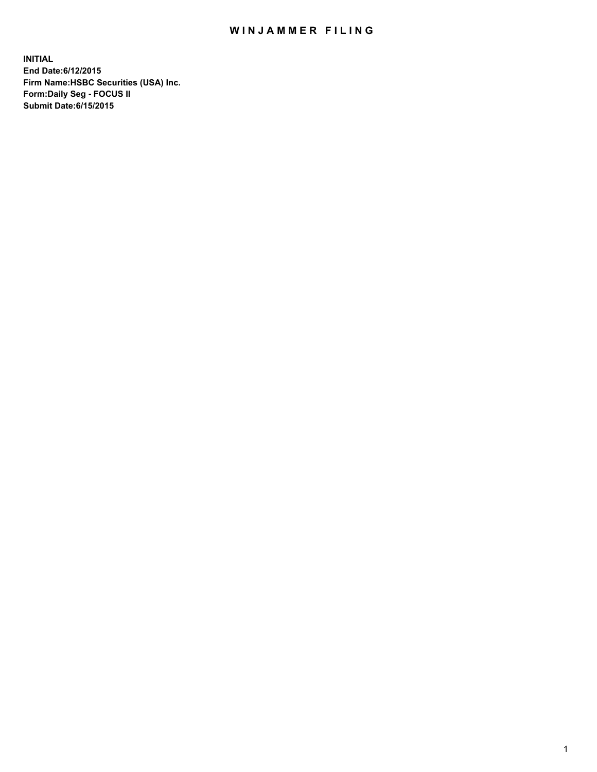# WINJAMMER FILING

**INITIAL**
**End Date:6/12/2015**
**Firm Name:HSBC Securities (USA) Inc.**
**Form:Daily Seg - FOCUS II**
**Submit Date:6/15/2015**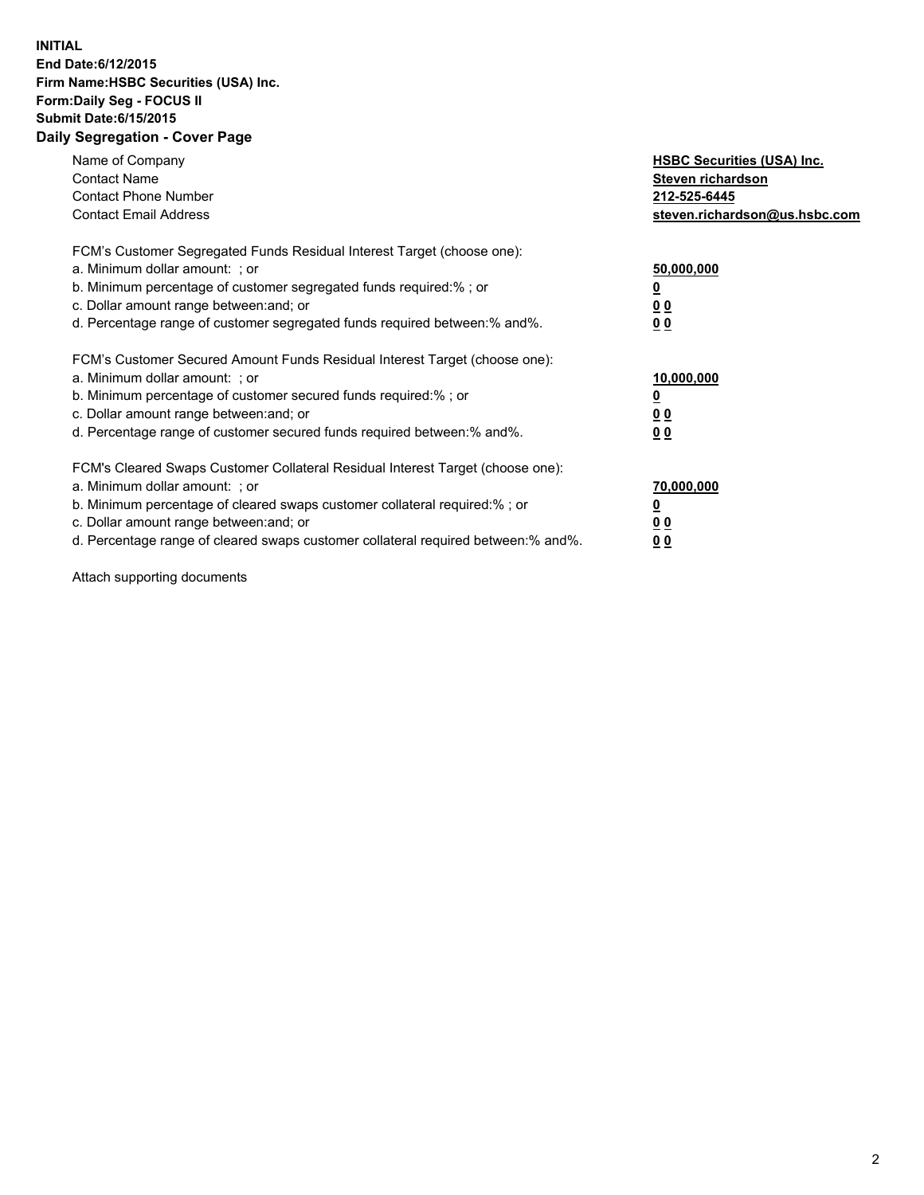**INITIAL**
**End Date:6/12/2015**
**Firm Name:HSBC Securities (USA) Inc.**
**Form:Daily Seg - FOCUS II**
**Submit Date:6/15/2015**

## Daily Segregation - Cover Page

| | |
|---|---|
| Name of Company | **HSBC Securities (USA) Inc.** |
| Contact Name | **Steven richardson** |
| Contact Phone Number | **212-525-6445** |
| Contact Email Address | **steven.richardson@us.hsbc.com** |

| | |
|---|---|
| FCM's Customer Segregated Funds Residual Interest Target (choose one): | |
| a. Minimum dollar amount: ; or | **50,000,000** |
| b. Minimum percentage of customer segregated funds required:% ; or | **0** |
| c. Dollar amount range between:and; or | **0 0** |
| d. Percentage range of customer segregated funds required between:% and%. | **0 0** |
| FCM's Customer Secured Amount Funds Residual Interest Target (choose one): | |
| a. Minimum dollar amount: ; or | **10,000,000** |
| b. Minimum percentage of customer secured funds required:% ; or | **0** |
| c. Dollar amount range between:and; or | **0 0** |
| d. Percentage range of customer secured funds required between:% and%. | **0 0** |
| FCM's Cleared Swaps Customer Collateral Residual Interest Target (choose one): | |
| a. Minimum dollar amount: ; or | **70,000,000** |
| b. Minimum percentage of cleared swaps customer collateral required:% ; or | **0** |
| c. Dollar amount range between:and; or | **0 0** |
| d. Percentage range of cleared swaps customer collateral required between:% and%. | **0 0** |

Attach supporting documents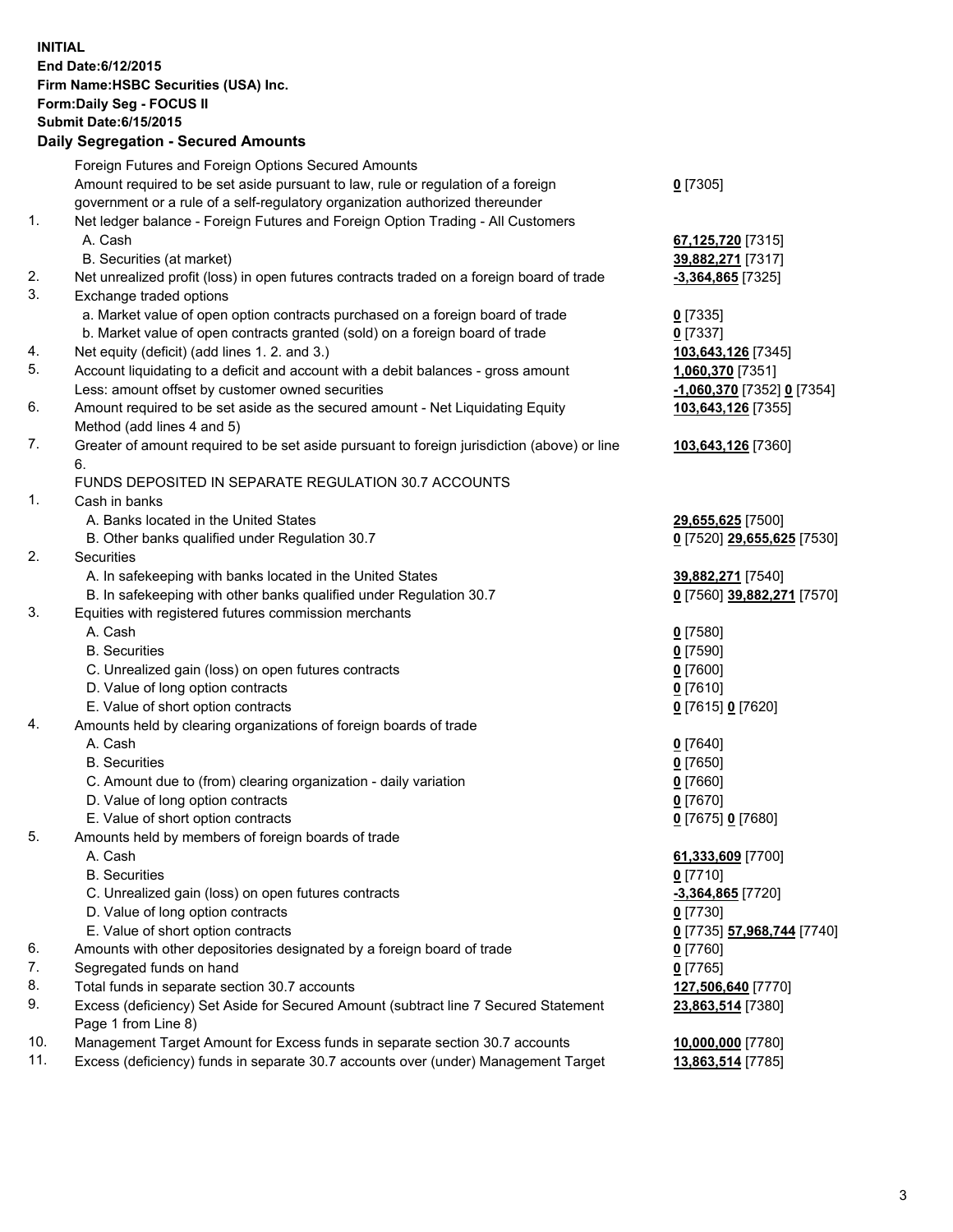**INITIAL**
**End Date:6/12/2015**
**Firm Name:HSBC Securities (USA) Inc.**
**Form:Daily Seg - FOCUS II**
**Submit Date:6/15/2015**

## Daily Segregation - Secured Amounts

| | | |
|---|---|---|
| | Foreign Futures and Foreign Options Secured Amounts | |
| | Amount required to be set aside pursuant to law, rule or regulation of a foreign government or a rule of a self-regulatory organization authorized thereunder | **0** [7305] |
| 1. | Net ledger balance - Foreign Futures and Foreign Option Trading - All Customers | |
| | A. Cash | **67,125,720** [7315] |
| | B. Securities (at market) | **39,882,271** [7317] |
| 2. | Net unrealized profit (loss) in open futures contracts traded on a foreign board of trade | **-3,364,865** [7325] |
| 3. | Exchange traded options | |
| | a. Market value of open option contracts purchased on a foreign board of trade | **0** [7335] |
| | b. Market value of open contracts granted (sold) on a foreign board of trade | **0** [7337] |
| 4. | Net equity (deficit) (add lines 1. 2. and 3.) | **103,643,126** [7345] |
| 5. | Account liquidating to a deficit and account with a debit balances - gross amount | **1,060,370** [7351] |
| | Less: amount offset by customer owned securities | **-1,060,370** [7352] **0** [7354] |
| 6. | Amount required to be set aside as the secured amount - Net Liquidating Equity Method (add lines 4 and 5) | **103,643,126** [7355] |
| 7. | Greater of amount required to be set aside pursuant to foreign jurisdiction (above) or line 6. | **103,643,126** [7360] |
| | FUNDS DEPOSITED IN SEPARATE REGULATION 30.7 ACCOUNTS | |
| 1. | Cash in banks | |
| | A. Banks located in the United States | **29,655,625** [7500] |
| | B. Other banks qualified under Regulation 30.7 | **0** [7520] **29,655,625** [7530] |
| 2. | Securities | |
| | A. In safekeeping with banks located in the United States | **39,882,271** [7540] |
| | B. In safekeeping with other banks qualified under Regulation 30.7 | **0** [7560] **39,882,271** [7570] |
| 3. | Equities with registered futures commission merchants | |
| | A. Cash | **0** [7580] |
| | B. Securities | **0** [7590] |
| | C. Unrealized gain (loss) on open futures contracts | **0** [7600] |
| | D. Value of long option contracts | **0** [7610] |
| | E. Value of short option contracts | **0** [7615] **0** [7620] |
| 4. | Amounts held by clearing organizations of foreign boards of trade | |
| | A. Cash | **0** [7640] |
| | B. Securities | **0** [7650] |
| | C. Amount due to (from) clearing organization - daily variation | **0** [7660] |
| | D. Value of long option contracts | **0** [7670] |
| | E. Value of short option contracts | **0** [7675] **0** [7680] |
| 5. | Amounts held by members of foreign boards of trade | |
| | A. Cash | **61,333,609** [7700] |
| | B. Securities | **0** [7710] |
| | C. Unrealized gain (loss) on open futures contracts | **-3,364,865** [7720] |
| | D. Value of long option contracts | **0** [7730] |
| | E. Value of short option contracts | **0** [7735] **57,968,744** [7740] |
| 6. | Amounts with other depositories designated by a foreign board of trade | **0** [7760] |
| 7. | Segregated funds on hand | **0** [7765] |
| 8. | Total funds in separate section 30.7 accounts | **127,506,640** [7770] |
| 9. | Excess (deficiency) Set Aside for Secured Amount (subtract line 7 Secured Statement Page 1 from Line 8) | **23,863,514** [7380] |
| 10. | Management Target Amount for Excess funds in separate section 30.7 accounts | **10,000,000** [7780] |
| 11. | Excess (deficiency) funds in separate 30.7 accounts over (under) Management Target | **13,863,514** [7785] |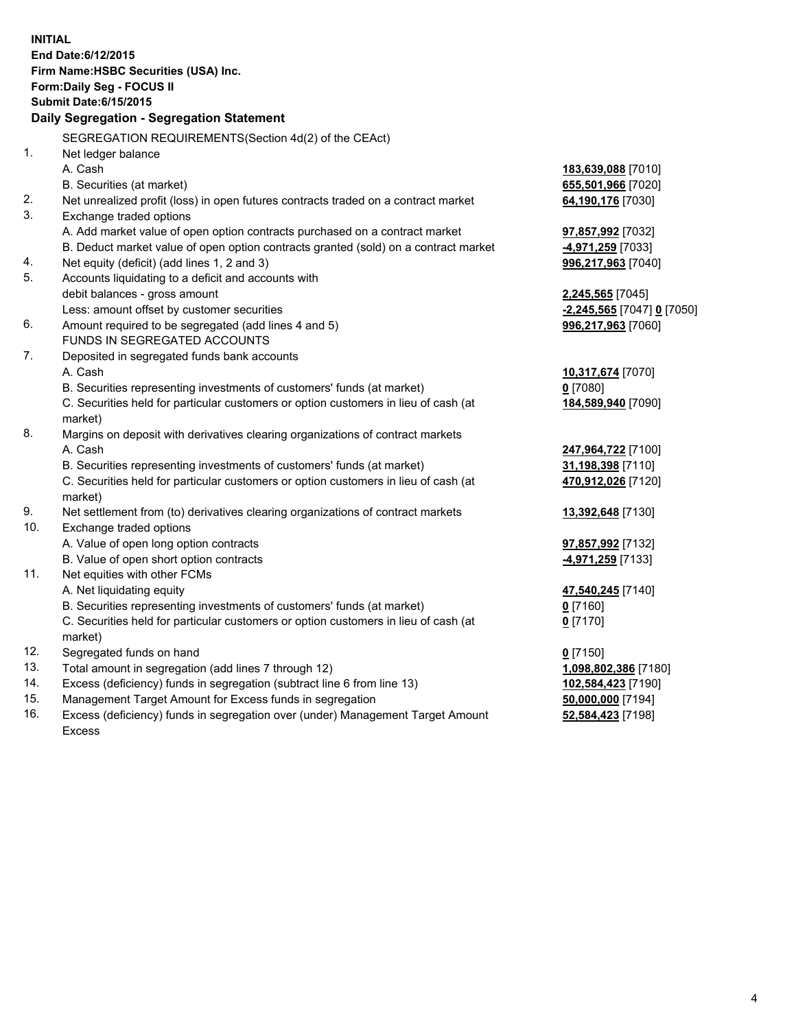**INITIAL**
**End Date:6/12/2015**
**Firm Name:HSBC Securities (USA) Inc.**
**Form:Daily Seg - FOCUS II**
**Submit Date:6/15/2015**

## Daily Segregation - Segregation Statement

| | | |
|---|---|---|
| | SEGREGATION REQUIREMENTS(Section 4d(2) of the CEAct) | |
| 1. | Net ledger balance | |
| | A. Cash | **183,639,088** [7010] |
| | B. Securities (at market) | **655,501,966** [7020] |
| 2. | Net unrealized profit (loss) in open futures contracts traded on a contract market | **64,190,176** [7030] |
| 3. | Exchange traded options | |
| | A. Add market value of open option contracts purchased on a contract market | **97,857,992** [7032] |
| | B. Deduct market value of open option contracts granted (sold) on a contract market | **-4,971,259** [7033] |
| 4. | Net equity (deficit) (add lines 1, 2 and 3) | **996,217,963** [7040] |
| 5. | Accounts liquidating to a deficit and accounts with | |
| | debit balances - gross amount | **2,245,565** [7045] |
| | Less: amount offset by customer securities | **-2,245,565** [7047] **0** [7050] |
| 6. | Amount required to be segregated (add lines 4 and 5) | **996,217,963** [7060] |
| | FUNDS IN SEGREGATED ACCOUNTS | |
| 7. | Deposited in segregated funds bank accounts | |
| | A. Cash | **10,317,674** [7070] |
| | B. Securities representing investments of customers' funds (at market) | **0** [7080] |
| | C. Securities held for particular customers or option customers in lieu of cash (at market) | **184,589,940** [7090] |
| 8. | Margins on deposit with derivatives clearing organizations of contract markets | |
| | A. Cash | **247,964,722** [7100] |
| | B. Securities representing investments of customers' funds (at market) | **31,198,398** [7110] |
| | C. Securities held for particular customers or option customers in lieu of cash (at market) | **470,912,026** [7120] |
| 9. | Net settlement from (to) derivatives clearing organizations of contract markets | **13,392,648** [7130] |
| 10. | Exchange traded options | |
| | A. Value of open long option contracts | **97,857,992** [7132] |
| | B. Value of open short option contracts | **-4,971,259** [7133] |
| 11. | Net equities with other FCMs | |
| | A. Net liquidating equity | **47,540,245** [7140] |
| | B. Securities representing investments of customers' funds (at market) | **0** [7160] |
| | C. Securities held for particular customers or option customers in lieu of cash (at market) | **0** [7170] |
| 12. | Segregated funds on hand | **0** [7150] |
| 13. | Total amount in segregation (add lines 7 through 12) | **1,098,802,386** [7180] |
| 14. | Excess (deficiency) funds in segregation (subtract line 6 from line 13) | **102,584,423** [7190] |
| 15. | Management Target Amount for Excess funds in segregation | **50,000,000** [7194] |
| 16. | Excess (deficiency) funds in segregation over (under) Management Target Amount Excess | **52,584,423** [7198] |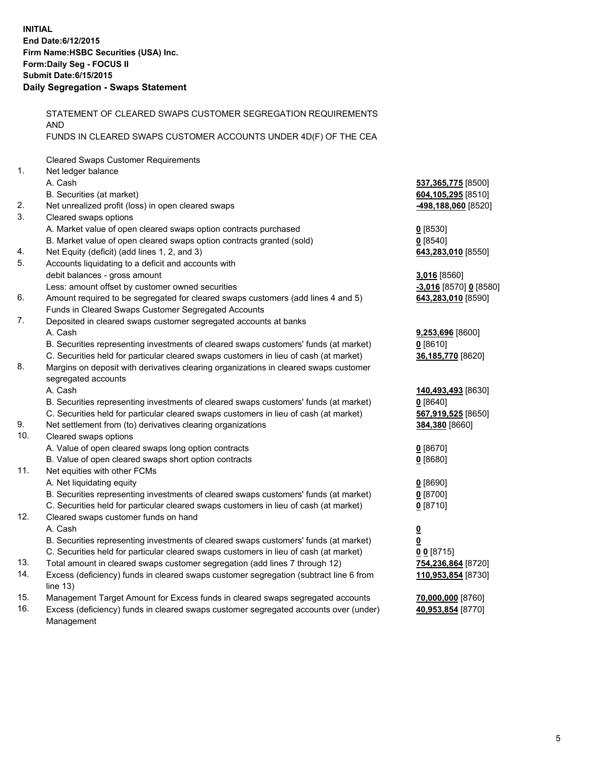**INITIAL**
**End Date:6/12/2015**
**Firm Name:HSBC Securities (USA) Inc.**
**Form:Daily Seg - FOCUS II**
**Submit Date:6/15/2015**
**Daily Segregation - Swaps Statement**

STATEMENT OF CLEARED SWAPS CUSTOMER SEGREGATION REQUIREMENTS AND FUNDS IN CLEARED SWAPS CUSTOMER ACCOUNTS UNDER 4D(F) OF THE CEA

| | | |
|---|---|---|
| | Cleared Swaps Customer Requirements | |
| 1. | Net ledger balance | |
| | A. Cash | **537,365,775** [8500] |
| | B. Securities (at market) | **604,105,295** [8510] |
| 2. | Net unrealized profit (loss) in open cleared swaps | **-498,188,060** [8520] |
| 3. | Cleared swaps options | |
| | A. Market value of open cleared swaps option contracts purchased | **0** [8530] |
| | B. Market value of open cleared swaps option contracts granted (sold) | **0** [8540] |
| 4. | Net Equity (deficit) (add lines 1, 2, and 3) | **643,283,010** [8550] |
| 5. | Accounts liquidating to a deficit and accounts with | |
| | debit balances - gross amount | **3,016** [8560] |
| | Less: amount offset by customer owned securities | **-3,016** [8570] **0** [8580] |
| 6. | Amount required to be segregated for cleared swaps customers (add lines 4 and 5) | **643,283,010** [8590] |
| | Funds in Cleared Swaps Customer Segregated Accounts | |
| 7. | Deposited in cleared swaps customer segregated accounts at banks | |
| | A. Cash | **9,253,696** [8600] |
| | B. Securities representing investments of cleared swaps customers' funds (at market) | **0** [8610] |
| | C. Securities held for particular cleared swaps customers in lieu of cash (at market) | **36,185,770** [8620] |
| 8. | Margins on deposit with derivatives clearing organizations in cleared swaps customer segregated accounts | |
| | A. Cash | **140,493,493** [8630] |
| | B. Securities representing investments of cleared swaps customers' funds (at market) | **0** [8640] |
| | C. Securities held for particular cleared swaps customers in lieu of cash (at market) | **567,919,525** [8650] |
| 9. | Net settlement from (to) derivatives clearing organizations | **384,380** [8660] |
| 10. | Cleared swaps options | |
| | A. Value of open cleared swaps long option contracts | **0** [8670] |
| | B. Value of open cleared swaps short option contracts | **0** [8680] |
| 11. | Net equities with other FCMs | |
| | A. Net liquidating equity | **0** [8690] |
| | B. Securities representing investments of cleared swaps customers' funds (at market) | **0** [8700] |
| | C. Securities held for particular cleared swaps customers in lieu of cash (at market) | **0** [8710] |
| 12. | Cleared swaps customer funds on hand | |
| | A. Cash | **0** |
| | B. Securities representing investments of cleared swaps customers' funds (at market) | **0** |
| | C. Securities held for particular cleared swaps customers in lieu of cash (at market) | **0** **0** [8715] |
| 13. | Total amount in cleared swaps customer segregation (add lines 7 through 12) | **754,236,864** [8720] |
| 14. | Excess (deficiency) funds in cleared swaps customer segregation (subtract line 6 from line 13) | **110,953,854** [8730] |
| 15. | Management Target Amount for Excess funds in cleared swaps segregated accounts | **70,000,000** [8760] |
| 16. | Excess (deficiency) funds in cleared swaps customer segregated accounts over (under) Management | **40,953,854** [8770] |